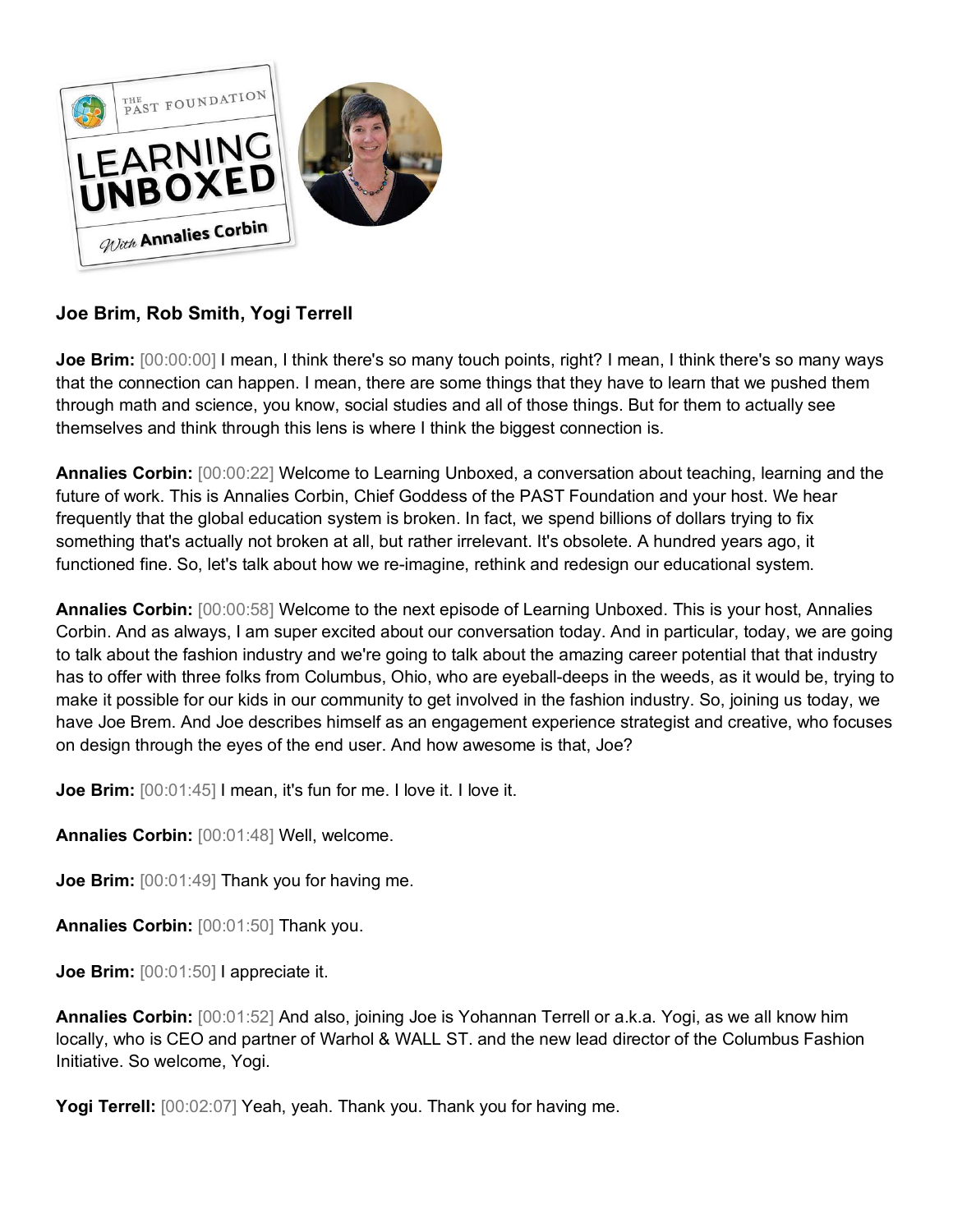**Joe Brim, Rob Smith, Yogi Terrell**

**Joe Brim:** [00:00:00] I mean, I think there's so many touch points, right? I mean, I think there's so many ways that the connection can happen. I mean, there are some things that they have to learn that we pushed them through math and science, you know, social studies and all of those things. But for them to actually see themselves and think through this lens is where I think the biggest connection is.

**Annalies Corbin:** [00:00:22] Welcome to Learning Unboxed, a conversation about teaching, learning and the future of work. This is Annalies Corbin, Chief Goddess of the PAST Foundation and your host. We hear frequently that the global education system is broken. In fact, we spend billions of dollars trying to fix something that's actually not broken at all, but rather irrelevant. It's obsolete. A hundred years ago, it functioned fine. So, let's talk about how we re-imagine, rethink and redesign our educational system.

**Annalies Corbin:** [00:00:58] Welcome to the next episode of Learning Unboxed. This is your host, Annalies Corbin. And as always, I am super excited about our conversation today. And in particular, today, we are going to talk about the fashion industry and we're going to talk about the amazing career potential that that industry has to offer with three folks from Columbus, Ohio, who are eyeball-deeps in the weeds, as it would be, trying to make it possible for our kids in our community to get involved in the fashion industry. So, joining us today, we have Joe Brem. And Joe describes himself as an engagement experience strategist and creative, who focuses on design through the eyes of the end user. And how awesome is that, Joe?

**Joe Brim:** [00:01:45] I mean, it's fun for me. I love it. I love it.

**Annalies Corbin:** [00:01:48] Well, welcome.

**Joe Brim:** [00:01:49] Thank you for having me.

**Annalies Corbin:** [00:01:50] Thank you.

**Joe Brim:** [00:01:50] I appreciate it.

**Annalies Corbin:** [00:01:52] And also, joining Joe is Yohannan Terrell or a.k.a. Yogi, as we all know him locally, who is CEO and partner of Warhol & WALL ST. and the new lead director of the Columbus Fashion Initiative. So welcome, Yogi.

**Yogi Terrell:** [00:02:07] Yeah, yeah. Thank you. Thank you for having me.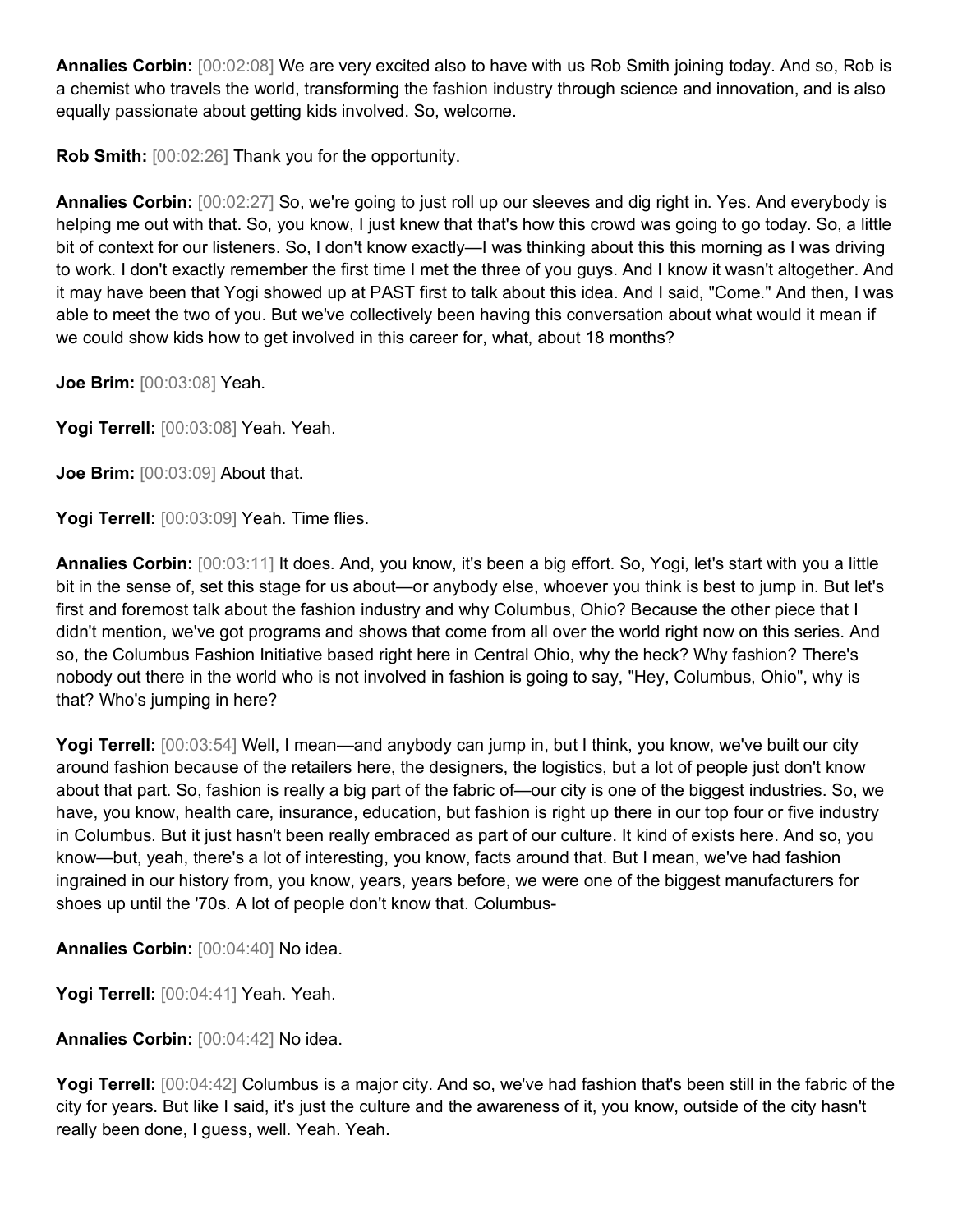**Annalies Corbin:** [00:02:08] We are very excited also to have with us Rob Smith joining today. And so, Rob is a chemist who travels the world, transforming the fashion industry through science and innovation, and is also equally passionate about getting kids involved. So, welcome.

**Rob Smith:** [00:02:26] Thank you for the opportunity.

**Annalies Corbin:** [00:02:27] So, we're going to just roll up our sleeves and dig right in. Yes. And everybody is helping me out with that. So, you know, I just knew that that's how this crowd was going to go today. So, a little bit of context for our listeners. So, I don't know exactly—I was thinking about this this morning as I was driving to work. I don't exactly remember the first time I met the three of you guys. And I know it wasn't altogether. And it may have been that Yogi showed up at PAST first to talk about this idea. And I said, "Come." And then, I was able to meet the two of you. But we've collectively been having this conversation about what would it mean if we could show kids how to get involved in this career for, what, about 18 months?

**Joe Brim:** [00:03:08] Yeah.

**Yogi Terrell:** [00:03:08] Yeah. Yeah.

**Joe Brim:** [00:03:09] About that.

**Yogi Terrell:** [00:03:09] Yeah. Time flies.

**Annalies Corbin:** [00:03:11] It does. And, you know, it's been a big effort. So, Yogi, let's start with you a little bit in the sense of, set this stage for us about—or anybody else, whoever you think is best to jump in. But let's first and foremost talk about the fashion industry and why Columbus, Ohio? Because the other piece that I didn't mention, we've got programs and shows that come from all over the world right now on this series. And so, the Columbus Fashion Initiative based right here in Central Ohio, why the heck? Why fashion? There's nobody out there in the world who is not involved in fashion is going to say, "Hey, Columbus, Ohio", why is that? Who's jumping in here?

**Yogi Terrell:** [00:03:54] Well, I mean—and anybody can jump in, but I think, you know, we've built our city around fashion because of the retailers here, the designers, the logistics, but a lot of people just don't know about that part. So, fashion is really a big part of the fabric of—our city is one of the biggest industries. So, we have, you know, health care, insurance, education, but fashion is right up there in our top four or five industry in Columbus. But it just hasn't been really embraced as part of our culture. It kind of exists here. And so, you know—but, yeah, there's a lot of interesting, you know, facts around that. But I mean, we've had fashion ingrained in our history from, you know, years, years before, we were one of the biggest manufacturers for shoes up until the '70s. A lot of people don't know that. Columbus-

**Annalies Corbin:** [00:04:40] No idea.

**Yogi Terrell:** [00:04:41] Yeah. Yeah.

**Annalies Corbin:** [00:04:42] No idea.

**Yogi Terrell:** [00:04:42] Columbus is a major city. And so, we've had fashion that's been still in the fabric of the city for years. But like I said, it's just the culture and the awareness of it, you know, outside of the city hasn't really been done, I guess, well. Yeah. Yeah.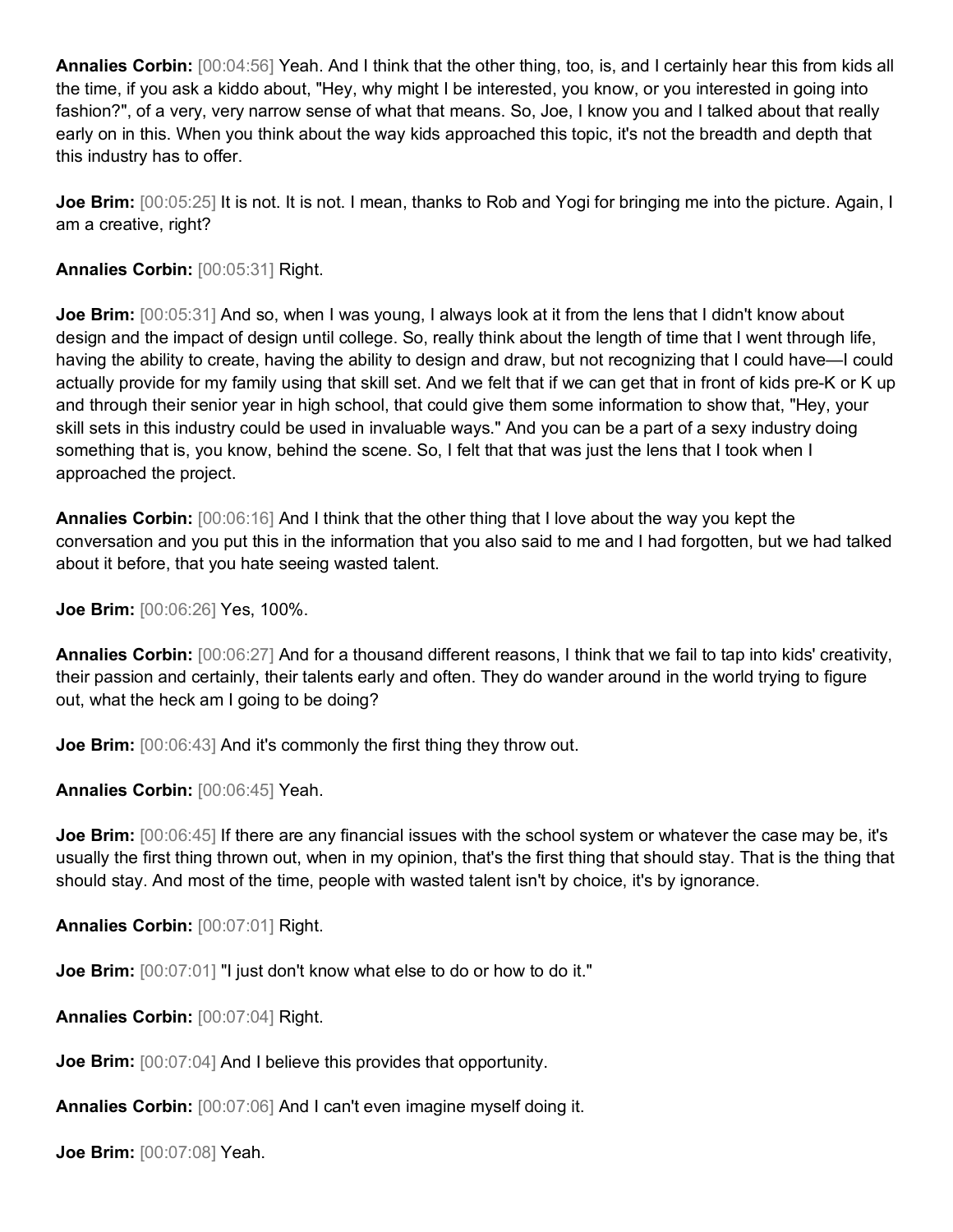**Annalies Corbin:** [00:04:56] Yeah. And I think that the other thing, too, is, and I certainly hear this from kids all the time, if you ask a kiddo about, "Hey, why might I be interested, you know, or you interested in going into fashion?", of a very, very narrow sense of what that means. So, Joe, I know you and I talked about that really early on in this. When you think about the way kids approached this topic, it's not the breadth and depth that this industry has to offer.

**Joe Brim:** [00:05:25] It is not. It is not. I mean, thanks to Rob and Yogi for bringing me into the picture. Again, I am a creative, right?

**Annalies Corbin:** [00:05:31] Right.

**Joe Brim:** [00:05:31] And so, when I was young, I always look at it from the lens that I didn't know about design and the impact of design until college. So, really think about the length of time that I went through life, having the ability to create, having the ability to design and draw, but not recognizing that I could have—I could actually provide for my family using that skill set. And we felt that if we can get that in front of kids pre-K or K up and through their senior year in high school, that could give them some information to show that, "Hey, your skill sets in this industry could be used in invaluable ways." And you can be a part of a sexy industry doing something that is, you know, behind the scene. So, I felt that that was just the lens that I took when I approached the project.

**Annalies Corbin:** [00:06:16] And I think that the other thing that I love about the way you kept the conversation and you put this in the information that you also said to me and I had forgotten, but we had talked about it before, that you hate seeing wasted talent.

**Joe Brim:** [00:06:26] Yes, 100%.

**Annalies Corbin:** [00:06:27] And for a thousand different reasons, I think that we fail to tap into kids' creativity, their passion and certainly, their talents early and often. They do wander around in the world trying to figure out, what the heck am I going to be doing?

**Joe Brim:** [00:06:43] And it's commonly the first thing they throw out.

**Annalies Corbin:** [00:06:45] Yeah.

**Joe Brim:** [00:06:45] If there are any financial issues with the school system or whatever the case may be, it's usually the first thing thrown out, when in my opinion, that's the first thing that should stay. That is the thing that should stay. And most of the time, people with wasted talent isn't by choice, it's by ignorance.

**Annalies Corbin:** [00:07:01] Right.

**Joe Brim:** [00:07:01] "I just don't know what else to do or how to do it."

**Annalies Corbin:** [00:07:04] Right.

**Joe Brim:** [00:07:04] And I believe this provides that opportunity.

**Annalies Corbin:** [00:07:06] And I can't even imagine myself doing it.

**Joe Brim:** [00:07:08] Yeah.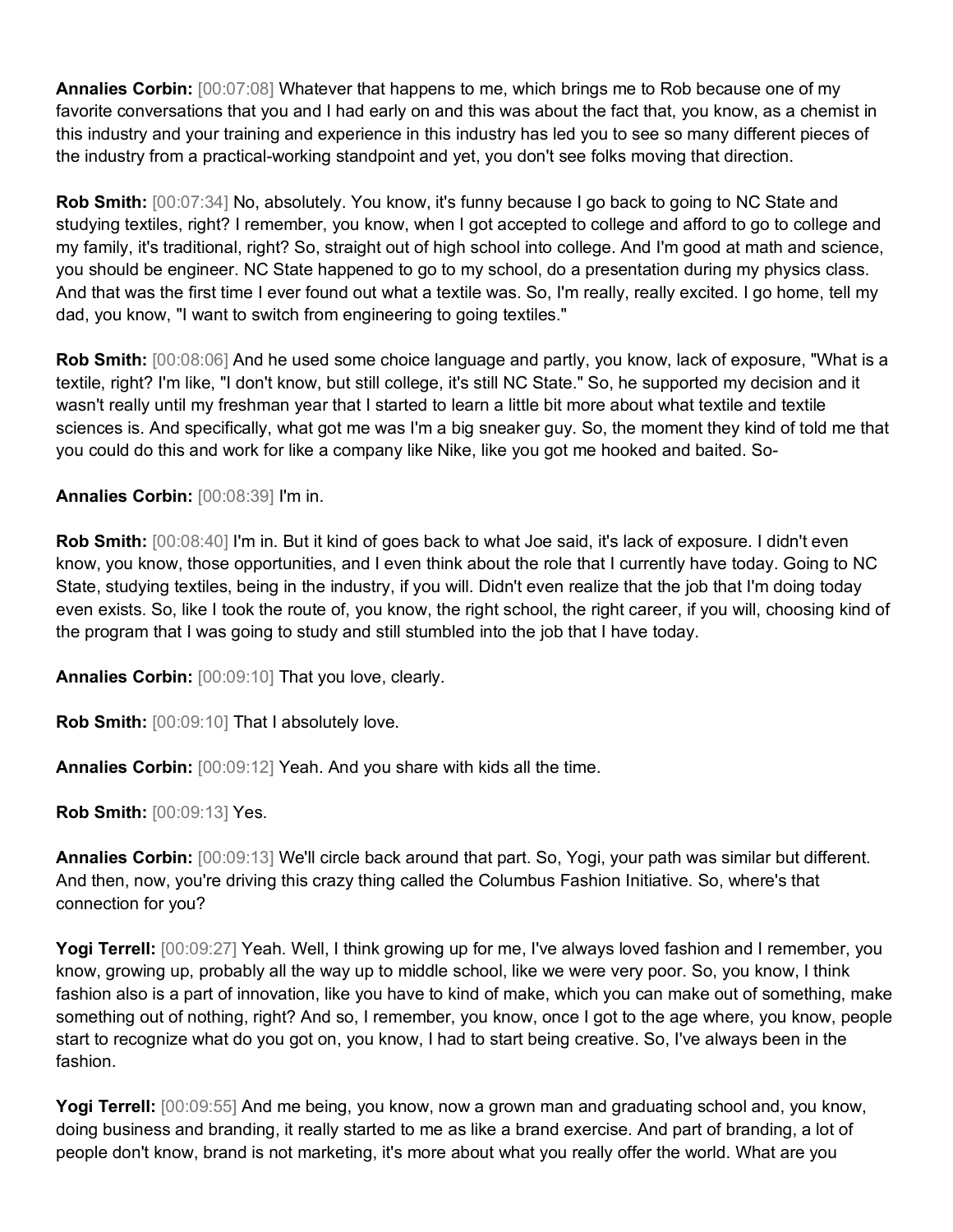**Annalies Corbin:** [00:07:08] Whatever that happens to me, which brings me to Rob because one of my favorite conversations that you and I had early on and this was about the fact that, you know, as a chemist in this industry and your training and experience in this industry has led you to see so many different pieces of the industry from a practical-working standpoint and yet, you don't see folks moving that direction.

**Rob Smith:** [00:07:34] No, absolutely. You know, it's funny because I go back to going to NC State and studying textiles, right? I remember, you know, when I got accepted to college and afford to go to college and my family, it's traditional, right? So, straight out of high school into college. And I'm good at math and science, you should be engineer. NC State happened to go to my school, do a presentation during my physics class. And that was the first time I ever found out what a textile was. So, I'm really, really excited. I go home, tell my dad, you know, "I want to switch from engineering to going textiles."

**Rob Smith:** [00:08:06] And he used some choice language and partly, you know, lack of exposure, "What is a textile, right? I'm like, "I don't know, but still college, it's still NC State." So, he supported my decision and it wasn't really until my freshman year that I started to learn a little bit more about what textile and textile sciences is. And specifically, what got me was I'm a big sneaker guy. So, the moment they kind of told me that you could do this and work for like a company like Nike, like you got me hooked and baited. So-

**Annalies Corbin:** [00:08:39] I'm in.

**Rob Smith:** [00:08:40] I'm in. But it kind of goes back to what Joe said, it's lack of exposure. I didn't even know, you know, those opportunities, and I even think about the role that I currently have today. Going to NC State, studying textiles, being in the industry, if you will. Didn't even realize that the job that I'm doing today even exists. So, like I took the route of, you know, the right school, the right career, if you will, choosing kind of the program that I was going to study and still stumbled into the job that I have today.

**Annalies Corbin:** [00:09:10] That you love, clearly.

**Rob Smith:** [00:09:10] That I absolutely love.

**Annalies Corbin:** [00:09:12] Yeah. And you share with kids all the time.

**Rob Smith:** [00:09:13] Yes.

**Annalies Corbin:** [00:09:13] We'll circle back around that part. So, Yogi, your path was similar but different. And then, now, you're driving this crazy thing called the Columbus Fashion Initiative. So, where's that connection for you?

**Yogi Terrell:** [00:09:27] Yeah. Well, I think growing up for me, I've always loved fashion and I remember, you know, growing up, probably all the way up to middle school, like we were very poor. So, you know, I think fashion also is a part of innovation, like you have to kind of make, which you can make out of something, make something out of nothing, right? And so, I remember, you know, once I got to the age where, you know, people start to recognize what do you got on, you know, I had to start being creative. So, I've always been in the fashion.

**Yogi Terrell:** [00:09:55] And me being, you know, now a grown man and graduating school and, you know, doing business and branding, it really started to me as like a brand exercise. And part of branding, a lot of people don't know, brand is not marketing, it's more about what you really offer the world. What are you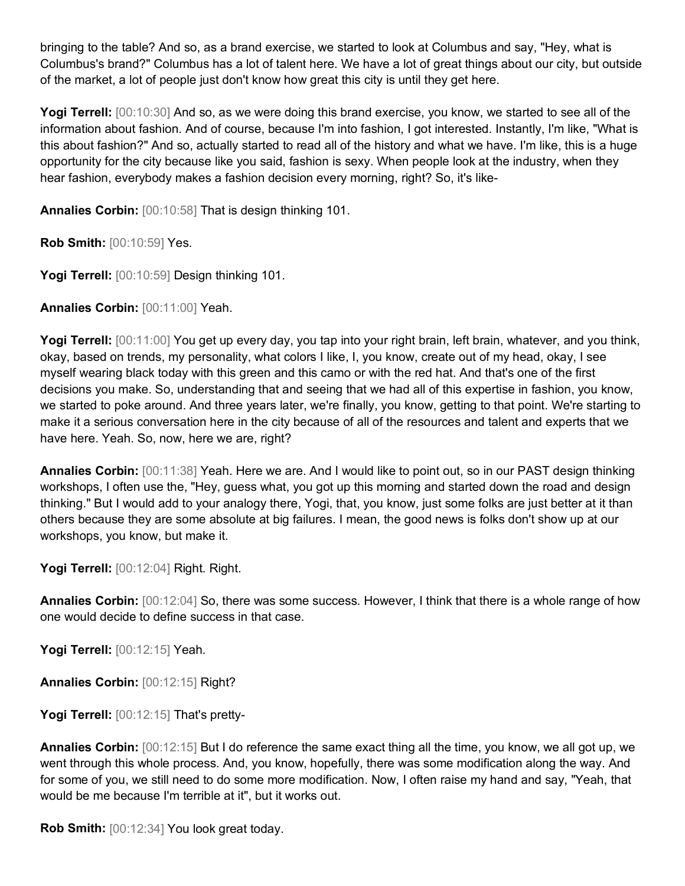bringing to the table? And so, as a brand exercise, we started to look at Columbus and say, "Hey, what is Columbus's brand?" Columbus has a lot of talent here. We have a lot of great things about our city, but outside of the market, a lot of people just don't know how great this city is until they get here.

**Yogi Terrell:** [00:10:30] And so, as we were doing this brand exercise, you know, we started to see all of the information about fashion. And of course, because I'm into fashion, I got interested. Instantly, I'm like, "What is this about fashion?" And so, actually started to read all of the history and what we have. I'm like, this is a huge opportunity for the city because like you said, fashion is sexy. When people look at the industry, when they hear fashion, everybody makes a fashion decision every morning, right? So, it's like-

**Annalies Corbin:** [00:10:58] That is design thinking 101.

**Rob Smith:** [00:10:59] Yes.

**Yogi Terrell:** [00:10:59] Design thinking 101.

**Annalies Corbin:** [00:11:00] Yeah.

**Yogi Terrell:** [00:11:00] You get up every day, you tap into your right brain, left brain, whatever, and you think, okay, based on trends, my personality, what colors I like, I, you know, create out of my head, okay, I see myself wearing black today with this green and this camo or with the red hat. And that's one of the first decisions you make. So, understanding that and seeing that we had all of this expertise in fashion, you know, we started to poke around. And three years later, we're finally, you know, getting to that point. We're starting to make it a serious conversation here in the city because of all of the resources and talent and experts that we have here. Yeah. So, now, here we are, right?

**Annalies Corbin:** [00:11:38] Yeah. Here we are. And I would like to point out, so in our PAST design thinking workshops, I often use the, "Hey, guess what, you got up this morning and started down the road and design thinking." But I would add to your analogy there, Yogi, that, you know, just some folks are just better at it than others because they are some absolute at big failures. I mean, the good news is folks don't show up at our workshops, you know, but make it.

**Yogi Terrell:** [00:12:04] Right. Right.

**Annalies Corbin:** [00:12:04] So, there was some success. However, I think that there is a whole range of how one would decide to define success in that case.

**Yogi Terrell:** [00:12:15] Yeah.

**Annalies Corbin:** [00:12:15] Right?

**Yogi Terrell:** [00:12:15] That's pretty-

**Annalies Corbin:** [00:12:15] But I do reference the same exact thing all the time, you know, we all got up, we went through this whole process. And, you know, hopefully, there was some modification along the way. And for some of you, we still need to do some more modification. Now, I often raise my hand and say, "Yeah, that would be me because I'm terrible at it", but it works out.

**Rob Smith:** [00:12:34] You look great today.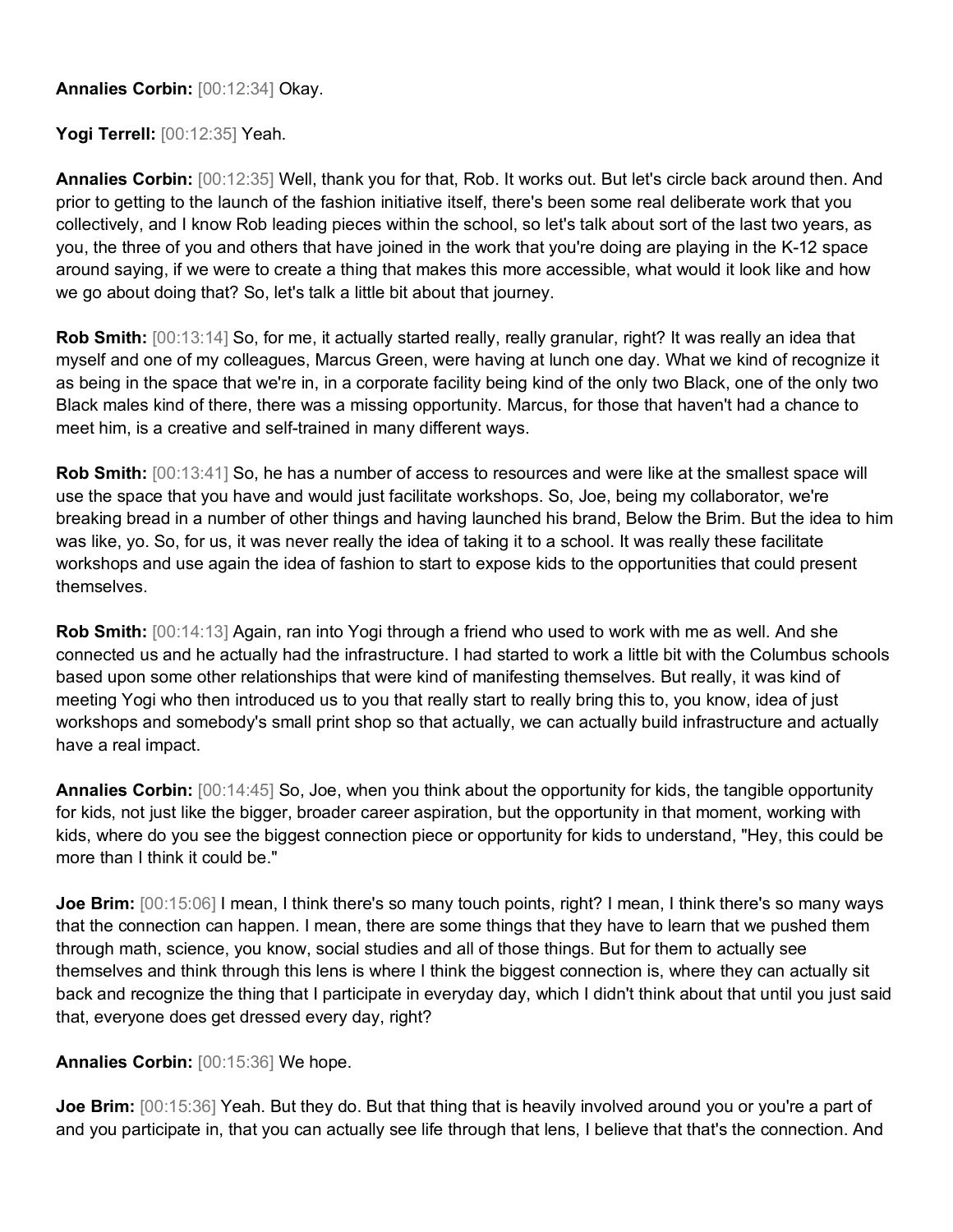**Annalies Corbin:** [00:12:34] Okay.

**Yogi Terrell:** [00:12:35] Yeah.

**Annalies Corbin:** [00:12:35] Well, thank you for that, Rob. It works out. But let's circle back around then. And prior to getting to the launch of the fashion initiative itself, there's been some real deliberate work that you collectively, and I know Rob leading pieces within the school, so let's talk about sort of the last two years, as you, the three of you and others that have joined in the work that you're doing are playing in the K-12 space around saying, if we were to create a thing that makes this more accessible, what would it look like and how we go about doing that? So, let's talk a little bit about that journey.

**Rob Smith:** [00:13:14] So, for me, it actually started really, really granular, right? It was really an idea that myself and one of my colleagues, Marcus Green, were having at lunch one day. What we kind of recognize it as being in the space that we're in, in a corporate facility being kind of the only two Black, one of the only two Black males kind of there, there was a missing opportunity. Marcus, for those that haven't had a chance to meet him, is a creative and self-trained in many different ways.

**Rob Smith:** [00:13:41] So, he has a number of access to resources and were like at the smallest space will use the space that you have and would just facilitate workshops. So, Joe, being my collaborator, we're breaking bread in a number of other things and having launched his brand, Below the Brim. But the idea to him was like, yo. So, for us, it was never really the idea of taking it to a school. It was really these facilitate workshops and use again the idea of fashion to start to expose kids to the opportunities that could present themselves.

**Rob Smith:** [00:14:13] Again, ran into Yogi through a friend who used to work with me as well. And she connected us and he actually had the infrastructure. I had started to work a little bit with the Columbus schools based upon some other relationships that were kind of manifesting themselves. But really, it was kind of meeting Yogi who then introduced us to you that really start to really bring this to, you know, idea of just workshops and somebody's small print shop so that actually, we can actually build infrastructure and actually have a real impact.

**Annalies Corbin:** [00:14:45] So, Joe, when you think about the opportunity for kids, the tangible opportunity for kids, not just like the bigger, broader career aspiration, but the opportunity in that moment, working with kids, where do you see the biggest connection piece or opportunity for kids to understand, "Hey, this could be more than I think it could be."

**Joe Brim:** [00:15:06] I mean, I think there's so many touch points, right? I mean, I think there's so many ways that the connection can happen. I mean, there are some things that they have to learn that we pushed them through math, science, you know, social studies and all of those things. But for them to actually see themselves and think through this lens is where I think the biggest connection is, where they can actually sit back and recognize the thing that I participate in everyday day, which I didn't think about that until you just said that, everyone does get dressed every day, right?

**Annalies Corbin:** [00:15:36] We hope.

**Joe Brim:** [00:15:36] Yeah. But they do. But that thing that is heavily involved around you or you're a part of and you participate in, that you can actually see life through that lens, I believe that that's the connection. And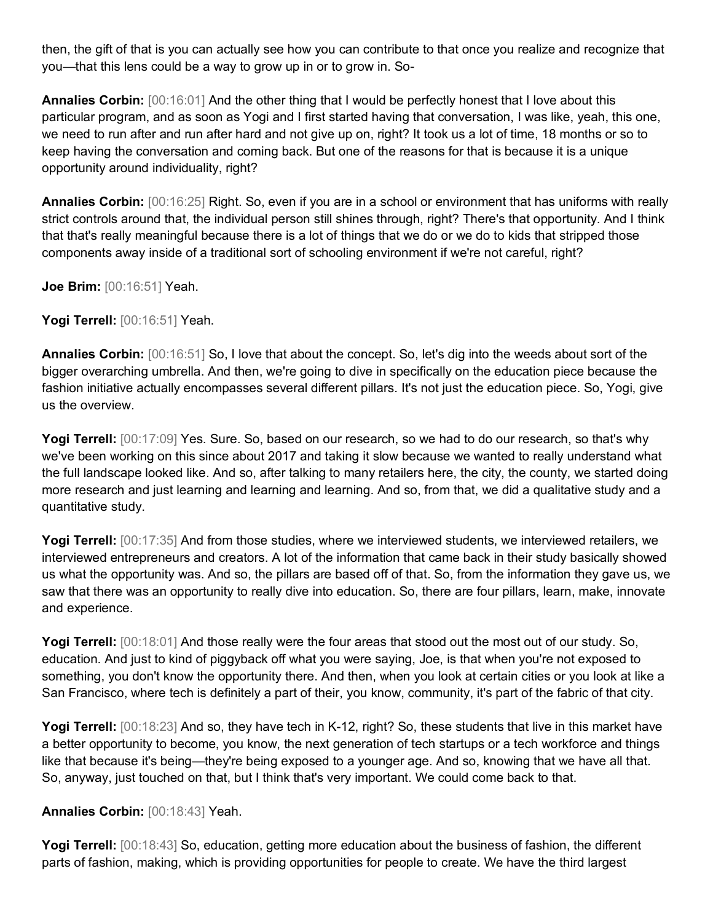then, the gift of that is you can actually see how you can contribute to that once you realize and recognize that you—that this lens could be a way to grow up in or to grow in. So-

**Annalies Corbin:** [00:16:01] And the other thing that I would be perfectly honest that I love about this particular program, and as soon as Yogi and I first started having that conversation, I was like, yeah, this one, we need to run after and run after hard and not give up on, right? It took us a lot of time, 18 months or so to keep having the conversation and coming back. But one of the reasons for that is because it is a unique opportunity around individuality, right?

**Annalies Corbin:** [00:16:25] Right. So, even if you are in a school or environment that has uniforms with really strict controls around that, the individual person still shines through, right? There's that opportunity. And I think that that's really meaningful because there is a lot of things that we do or we do to kids that stripped those components away inside of a traditional sort of schooling environment if we're not careful, right?

**Joe Brim:** [00:16:51] Yeah.

**Yogi Terrell:** [00:16:51] Yeah.

**Annalies Corbin:** [00:16:51] So, I love that about the concept. So, let's dig into the weeds about sort of the bigger overarching umbrella. And then, we're going to dive in specifically on the education piece because the fashion initiative actually encompasses several different pillars. It's not just the education piece. So, Yogi, give us the overview.

**Yogi Terrell:** [00:17:09] Yes. Sure. So, based on our research, so we had to do our research, so that's why we've been working on this since about 2017 and taking it slow because we wanted to really understand what the full landscape looked like. And so, after talking to many retailers here, the city, the county, we started doing more research and just learning and learning and learning. And so, from that, we did a qualitative study and a quantitative study.

**Yogi Terrell:** [00:17:35] And from those studies, where we interviewed students, we interviewed retailers, we interviewed entrepreneurs and creators. A lot of the information that came back in their study basically showed us what the opportunity was. And so, the pillars are based off of that. So, from the information they gave us, we saw that there was an opportunity to really dive into education. So, there are four pillars, learn, make, innovate and experience.

**Yogi Terrell:** [00:18:01] And those really were the four areas that stood out the most out of our study. So, education. And just to kind of piggyback off what you were saying, Joe, is that when you're not exposed to something, you don't know the opportunity there. And then, when you look at certain cities or you look at like a San Francisco, where tech is definitely a part of their, you know, community, it's part of the fabric of that city.

**Yogi Terrell:** [00:18:23] And so, they have tech in K-12, right? So, these students that live in this market have a better opportunity to become, you know, the next generation of tech startups or a tech workforce and things like that because it's being—they're being exposed to a younger age. And so, knowing that we have all that. So, anyway, just touched on that, but I think that's very important. We could come back to that.

**Annalies Corbin:** [00:18:43] Yeah.

**Yogi Terrell:** [00:18:43] So, education, getting more education about the business of fashion, the different parts of fashion, making, which is providing opportunities for people to create. We have the third largest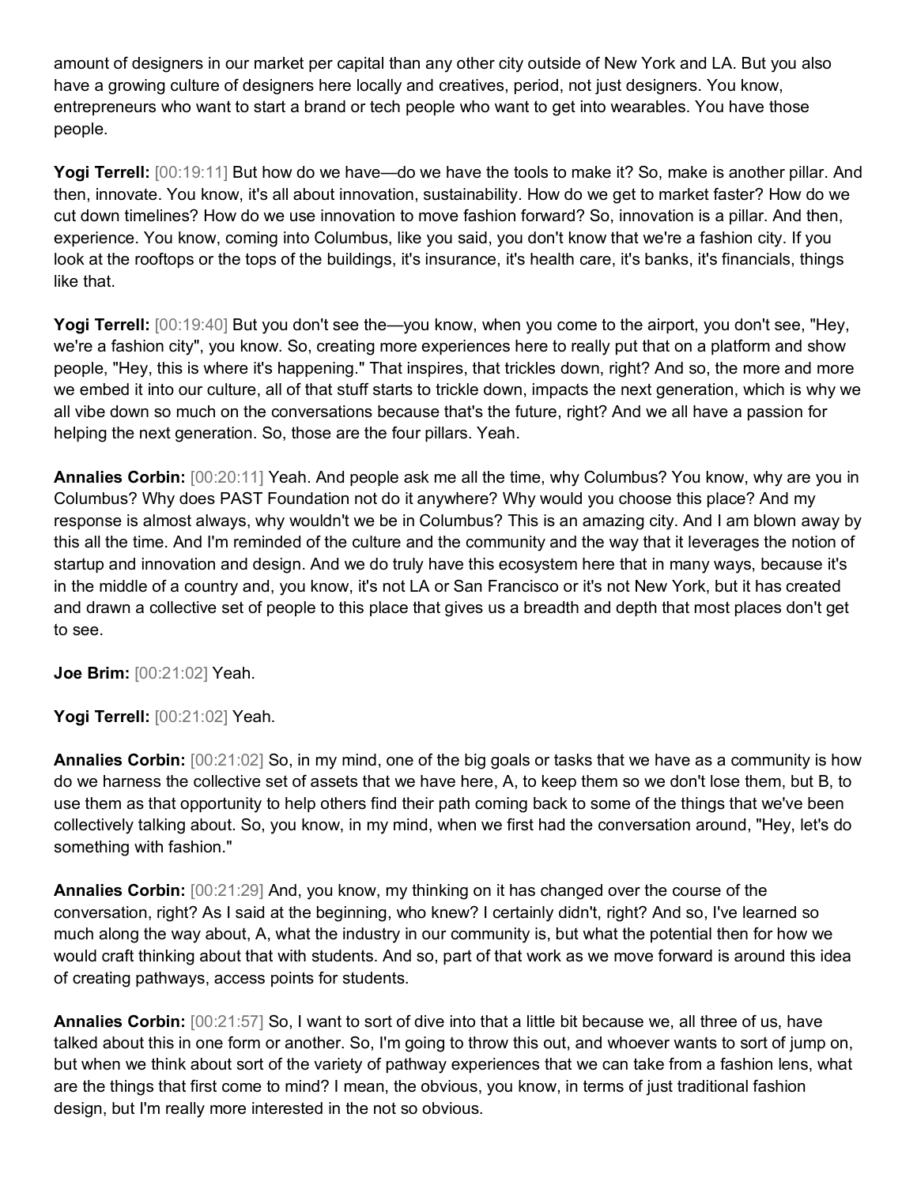amount of designers in our market per capital than any other city outside of New York and LA. But you also have a growing culture of designers here locally and creatives, period, not just designers. You know, entrepreneurs who want to start a brand or tech people who want to get into wearables. You have those people.

**Yogi Terrell:** [00:19:11] But how do we have—do we have the tools to make it? So, make is another pillar. And then, innovate. You know, it's all about innovation, sustainability. How do we get to market faster? How do we cut down timelines? How do we use innovation to move fashion forward? So, innovation is a pillar. And then, experience. You know, coming into Columbus, like you said, you don't know that we're a fashion city. If you look at the rooftops or the tops of the buildings, it's insurance, it's health care, it's banks, it's financials, things like that.

**Yogi Terrell:** [00:19:40] But you don't see the—you know, when you come to the airport, you don't see, "Hey, we're a fashion city", you know. So, creating more experiences here to really put that on a platform and show people, "Hey, this is where it's happening." That inspires, that trickles down, right? And so, the more and more we embed it into our culture, all of that stuff starts to trickle down, impacts the next generation, which is why we all vibe down so much on the conversations because that's the future, right? And we all have a passion for helping the next generation. So, those are the four pillars. Yeah.

**Annalies Corbin:** [00:20:11] Yeah. And people ask me all the time, why Columbus? You know, why are you in Columbus? Why does PAST Foundation not do it anywhere? Why would you choose this place? And my response is almost always, why wouldn't we be in Columbus? This is an amazing city. And I am blown away by this all the time. And I'm reminded of the culture and the community and the way that it leverages the notion of startup and innovation and design. And we do truly have this ecosystem here that in many ways, because it's in the middle of a country and, you know, it's not LA or San Francisco or it's not New York, but it has created and drawn a collective set of people to this place that gives us a breadth and depth that most places don't get to see.

**Joe Brim:** [00:21:02] Yeah.

**Yogi Terrell:** [00:21:02] Yeah.

**Annalies Corbin:** [00:21:02] So, in my mind, one of the big goals or tasks that we have as a community is how do we harness the collective set of assets that we have here, A, to keep them so we don't lose them, but B, to use them as that opportunity to help others find their path coming back to some of the things that we've been collectively talking about. So, you know, in my mind, when we first had the conversation around, "Hey, let's do something with fashion."

**Annalies Corbin:** [00:21:29] And, you know, my thinking on it has changed over the course of the conversation, right? As I said at the beginning, who knew? I certainly didn't, right? And so, I've learned so much along the way about, A, what the industry in our community is, but what the potential then for how we would craft thinking about that with students. And so, part of that work as we move forward is around this idea of creating pathways, access points for students.

**Annalies Corbin:** [00:21:57] So, I want to sort of dive into that a little bit because we, all three of us, have talked about this in one form or another. So, I'm going to throw this out, and whoever wants to sort of jump on, but when we think about sort of the variety of pathway experiences that we can take from a fashion lens, what are the things that first come to mind? I mean, the obvious, you know, in terms of just traditional fashion design, but I'm really more interested in the not so obvious.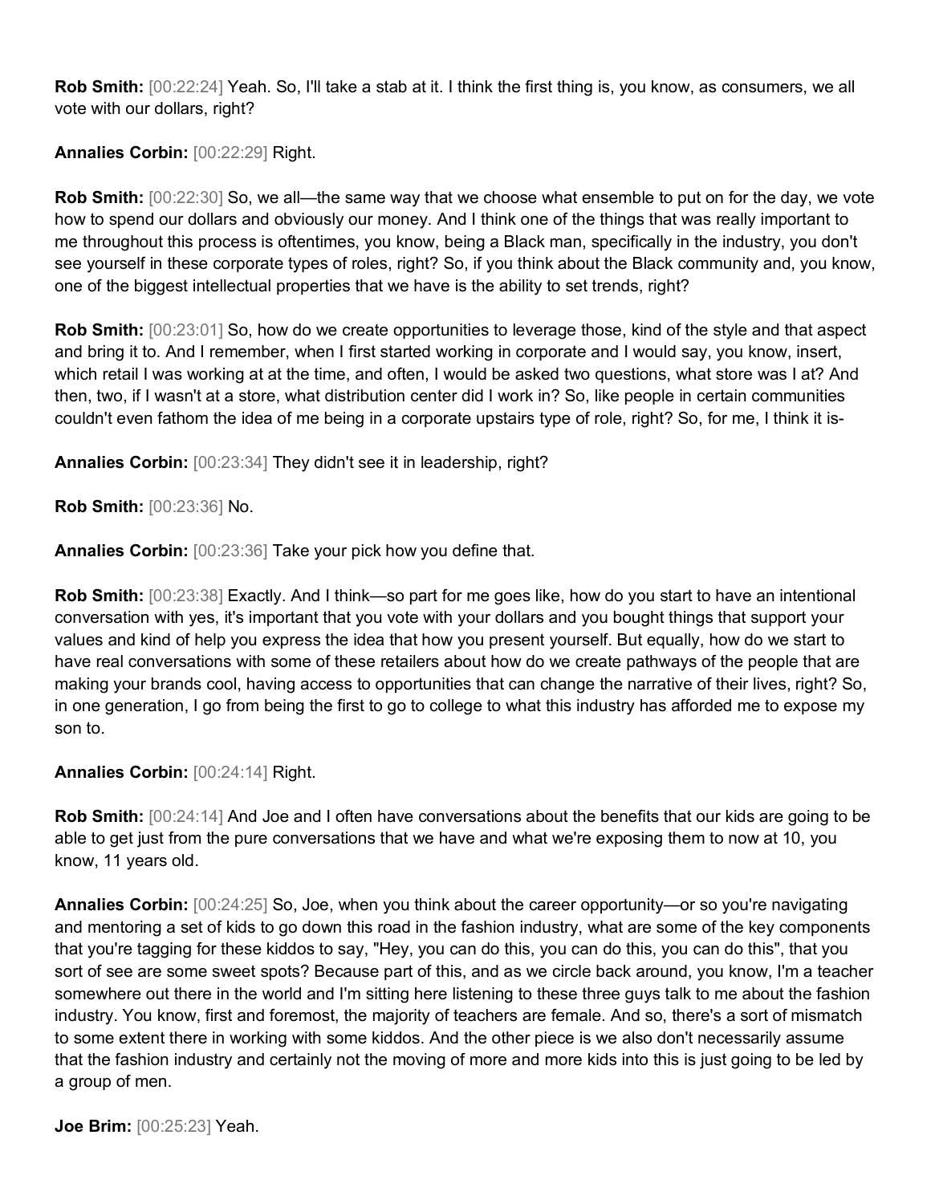**Rob Smith:** [00:22:24] Yeah. So, I'll take a stab at it. I think the first thing is, you know, as consumers, we all vote with our dollars, right?

**Annalies Corbin:** [00:22:29] Right.

**Rob Smith:** [00:22:30] So, we all—the same way that we choose what ensemble to put on for the day, we vote how to spend our dollars and obviously our money. And I think one of the things that was really important to me throughout this process is oftentimes, you know, being a Black man, specifically in the industry, you don't see yourself in these corporate types of roles, right? So, if you think about the Black community and, you know, one of the biggest intellectual properties that we have is the ability to set trends, right?

**Rob Smith:** [00:23:01] So, how do we create opportunities to leverage those, kind of the style and that aspect and bring it to. And I remember, when I first started working in corporate and I would say, you know, insert, which retail I was working at at the time, and often, I would be asked two questions, what store was I at? And then, two, if I wasn't at a store, what distribution center did I work in? So, like people in certain communities couldn't even fathom the idea of me being in a corporate upstairs type of role, right? So, for me, I think it is-

**Annalies Corbin:** [00:23:34] They didn't see it in leadership, right?

**Rob Smith:** [00:23:36] No.

**Annalies Corbin:** [00:23:36] Take your pick how you define that.

**Rob Smith:** [00:23:38] Exactly. And I think—so part for me goes like, how do you start to have an intentional conversation with yes, it's important that you vote with your dollars and you bought things that support your values and kind of help you express the idea that how you present yourself. But equally, how do we start to have real conversations with some of these retailers about how do we create pathways of the people that are making your brands cool, having access to opportunities that can change the narrative of their lives, right? So, in one generation, I go from being the first to go to college to what this industry has afforded me to expose my son to.

**Annalies Corbin:** [00:24:14] Right.

**Rob Smith:** [00:24:14] And Joe and I often have conversations about the benefits that our kids are going to be able to get just from the pure conversations that we have and what we're exposing them to now at 10, you know, 11 years old.

**Annalies Corbin:** [00:24:25] So, Joe, when you think about the career opportunity—or so you're navigating and mentoring a set of kids to go down this road in the fashion industry, what are some of the key components that you're tagging for these kiddos to say, "Hey, you can do this, you can do this, you can do this", that you sort of see are some sweet spots? Because part of this, and as we circle back around, you know, I'm a teacher somewhere out there in the world and I'm sitting here listening to these three guys talk to me about the fashion industry. You know, first and foremost, the majority of teachers are female. And so, there's a sort of mismatch to some extent there in working with some kiddos. And the other piece is we also don't necessarily assume that the fashion industry and certainly not the moving of more and more kids into this is just going to be led by a group of men.

**Joe Brim:** [00:25:23] Yeah.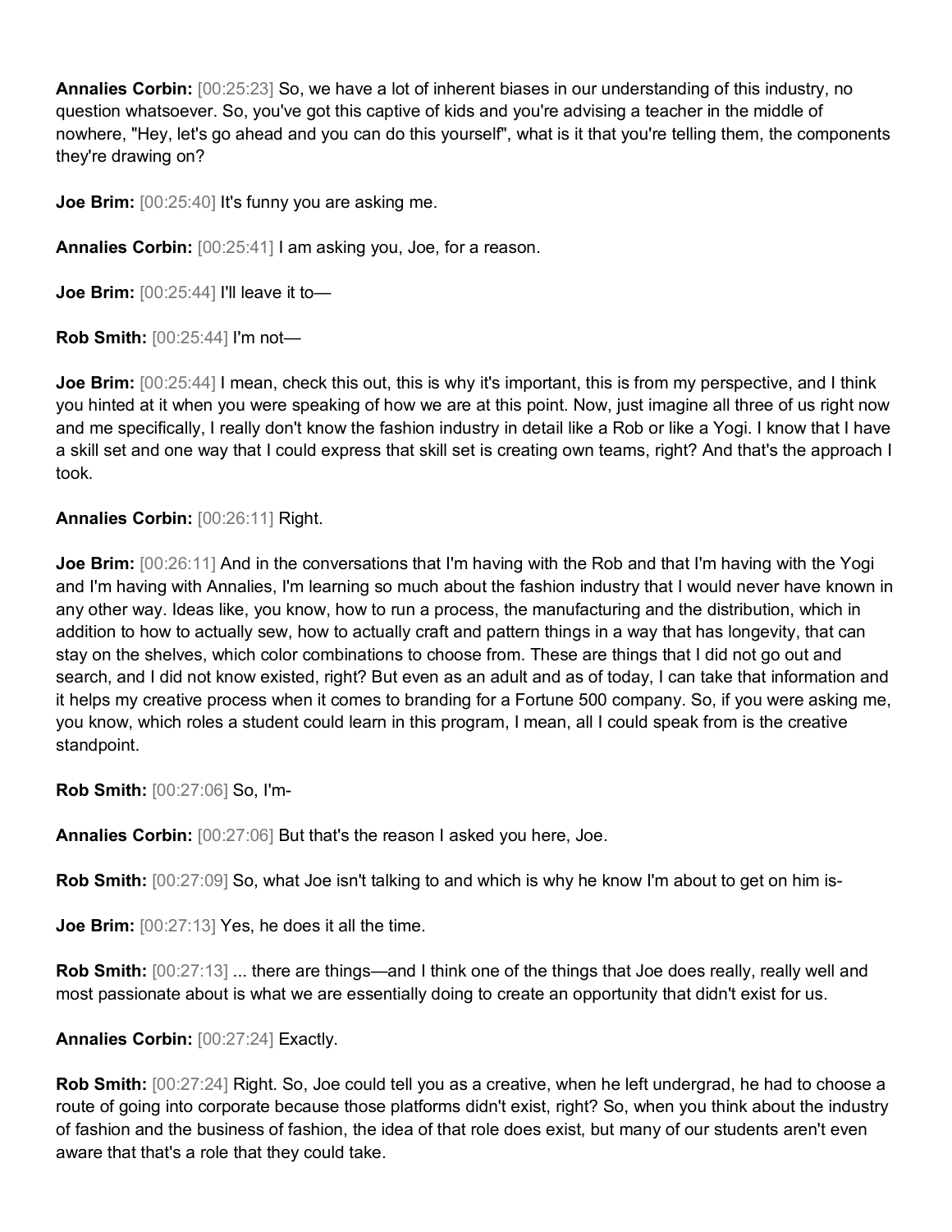**Annalies Corbin:** [00:25:23] So, we have a lot of inherent biases in our understanding of this industry, no question whatsoever. So, you've got this captive of kids and you're advising a teacher in the middle of nowhere, "Hey, let's go ahead and you can do this yourself", what is it that you're telling them, the components they're drawing on?

**Joe Brim:** [00:25:40] It's funny you are asking me.

**Annalies Corbin:** [00:25:41] I am asking you, Joe, for a reason.

**Joe Brim:** [00:25:44] I'll leave it to—

**Rob Smith:** [00:25:44] I'm not—

**Joe Brim:** [00:25:44] I mean, check this out, this is why it's important, this is from my perspective, and I think you hinted at it when you were speaking of how we are at this point. Now, just imagine all three of us right now and me specifically, I really don't know the fashion industry in detail like a Rob or like a Yogi. I know that I have a skill set and one way that I could express that skill set is creating own teams, right? And that's the approach I took.

**Annalies Corbin:** [00:26:11] Right.

**Joe Brim:** [00:26:11] And in the conversations that I'm having with the Rob and that I'm having with the Yogi and I'm having with Annalies, I'm learning so much about the fashion industry that I would never have known in any other way. Ideas like, you know, how to run a process, the manufacturing and the distribution, which in addition to how to actually sew, how to actually craft and pattern things in a way that has longevity, that can stay on the shelves, which color combinations to choose from. These are things that I did not go out and search, and I did not know existed, right? But even as an adult and as of today, I can take that information and it helps my creative process when it comes to branding for a Fortune 500 company. So, if you were asking me, you know, which roles a student could learn in this program, I mean, all I could speak from is the creative standpoint.

**Rob Smith:** [00:27:06] So, I'm-

**Annalies Corbin:** [00:27:06] But that's the reason I asked you here, Joe.

**Rob Smith:** [00:27:09] So, what Joe isn't talking to and which is why he know I'm about to get on him is-

**Joe Brim:** [00:27:13] Yes, he does it all the time.

**Rob Smith:** [00:27:13] ... there are things—and I think one of the things that Joe does really, really well and most passionate about is what we are essentially doing to create an opportunity that didn't exist for us.

**Annalies Corbin:** [00:27:24] Exactly.

**Rob Smith:** [00:27:24] Right. So, Joe could tell you as a creative, when he left undergrad, he had to choose a route of going into corporate because those platforms didn't exist, right? So, when you think about the industry of fashion and the business of fashion, the idea of that role does exist, but many of our students aren't even aware that that's a role that they could take.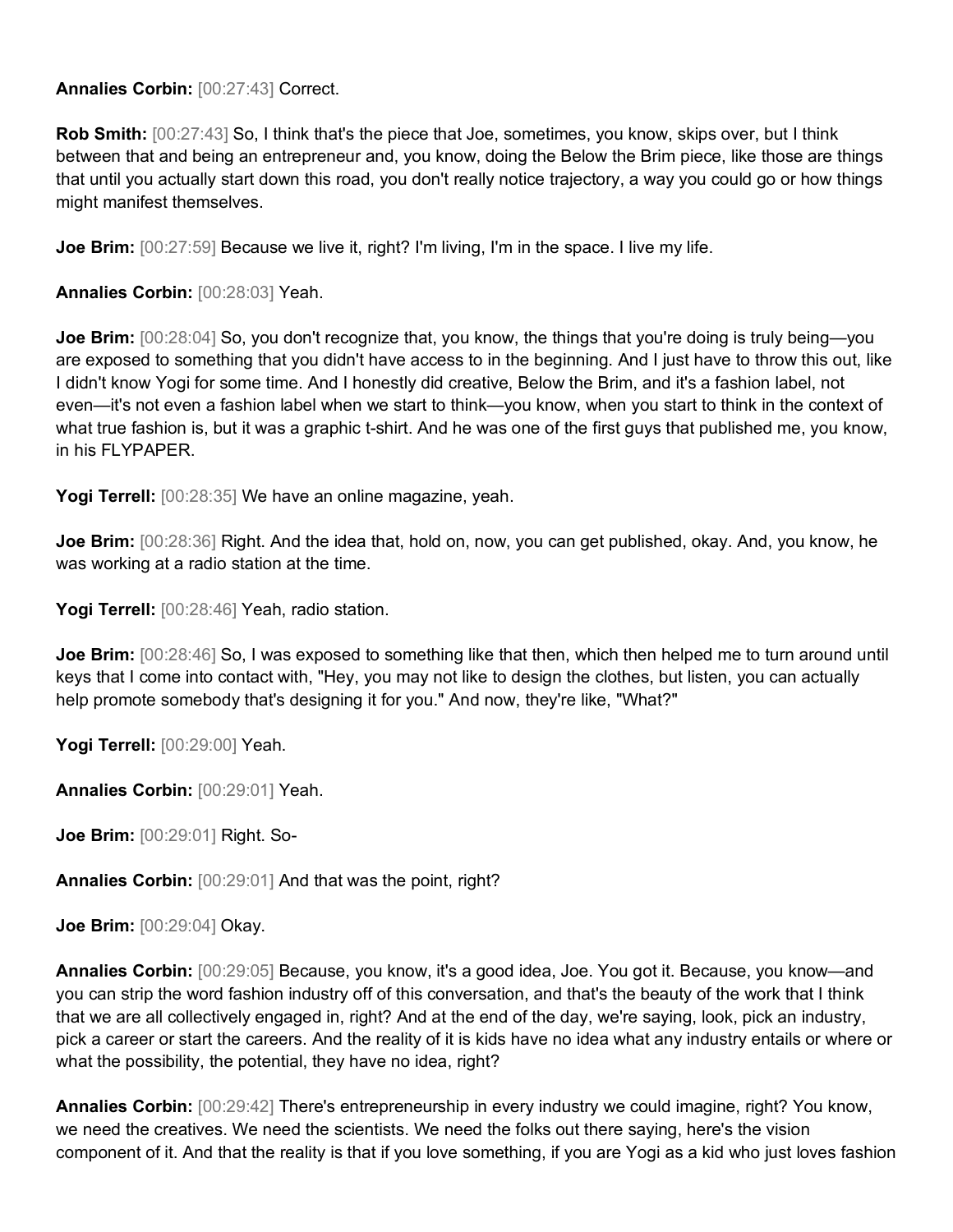**Annalies Corbin:** [00:27:43] Correct.

**Rob Smith:** [00:27:43] So, I think that's the piece that Joe, sometimes, you know, skips over, but I think between that and being an entrepreneur and, you know, doing the Below the Brim piece, like those are things that until you actually start down this road, you don't really notice trajectory, a way you could go or how things might manifest themselves.

**Joe Brim:** [00:27:59] Because we live it, right? I'm living, I'm in the space. I live my life.

**Annalies Corbin:** [00:28:03] Yeah.

**Joe Brim:** [00:28:04] So, you don't recognize that, you know, the things that you're doing is truly being—you are exposed to something that you didn't have access to in the beginning. And I just have to throw this out, like I didn't know Yogi for some time. And I honestly did creative, Below the Brim, and it's a fashion label, not even—it's not even a fashion label when we start to think—you know, when you start to think in the context of what true fashion is, but it was a graphic t-shirt. And he was one of the first guys that published me, you know, in his FLYPAPER.

**Yogi Terrell:** [00:28:35] We have an online magazine, yeah.

**Joe Brim:** [00:28:36] Right. And the idea that, hold on, now, you can get published, okay. And, you know, he was working at a radio station at the time.

**Yogi Terrell:** [00:28:46] Yeah, radio station.

**Joe Brim:** [00:28:46] So, I was exposed to something like that then, which then helped me to turn around until keys that I come into contact with, "Hey, you may not like to design the clothes, but listen, you can actually help promote somebody that's designing it for you." And now, they're like, "What?"

**Yogi Terrell:** [00:29:00] Yeah.

**Annalies Corbin:** [00:29:01] Yeah.

**Joe Brim:** [00:29:01] Right. So-

**Annalies Corbin:** [00:29:01] And that was the point, right?

**Joe Brim:** [00:29:04] Okay.

**Annalies Corbin:** [00:29:05] Because, you know, it's a good idea, Joe. You got it. Because, you know—and you can strip the word fashion industry off of this conversation, and that's the beauty of the work that I think that we are all collectively engaged in, right? And at the end of the day, we're saying, look, pick an industry, pick a career or start the careers. And the reality of it is kids have no idea what any industry entails or where or what the possibility, the potential, they have no idea, right?

**Annalies Corbin:** [00:29:42] There's entrepreneurship in every industry we could imagine, right? You know, we need the creatives. We need the scientists. We need the folks out there saying, here's the vision component of it. And that the reality is that if you love something, if you are Yogi as a kid who just loves fashion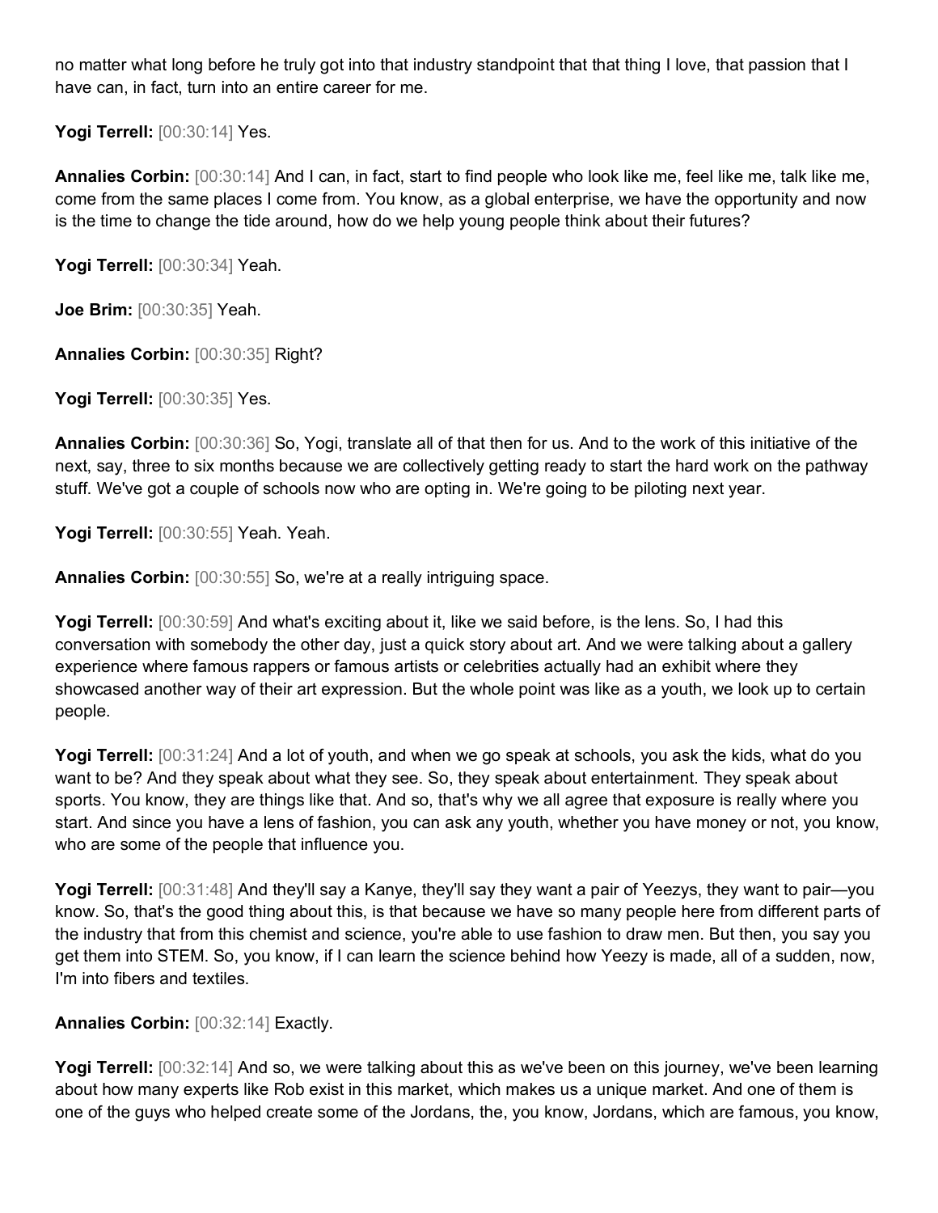no matter what long before he truly got into that industry standpoint that that thing I love, that passion that I have can, in fact, turn into an entire career for me.

**Yogi Terrell:** [00:30:14] Yes.

**Annalies Corbin:** [00:30:14] And I can, in fact, start to find people who look like me, feel like me, talk like me, come from the same places I come from. You know, as a global enterprise, we have the opportunity and now is the time to change the tide around, how do we help young people think about their futures?

**Yogi Terrell:** [00:30:34] Yeah.

**Joe Brim:** [00:30:35] Yeah.

**Annalies Corbin:** [00:30:35] Right?

**Yogi Terrell:** [00:30:35] Yes.

**Annalies Corbin:** [00:30:36] So, Yogi, translate all of that then for us. And to the work of this initiative of the next, say, three to six months because we are collectively getting ready to start the hard work on the pathway stuff. We've got a couple of schools now who are opting in. We're going to be piloting next year.

**Yogi Terrell:** [00:30:55] Yeah. Yeah.

**Annalies Corbin:** [00:30:55] So, we're at a really intriguing space.

**Yogi Terrell:** [00:30:59] And what's exciting about it, like we said before, is the lens. So, I had this conversation with somebody the other day, just a quick story about art. And we were talking about a gallery experience where famous rappers or famous artists or celebrities actually had an exhibit where they showcased another way of their art expression. But the whole point was like as a youth, we look up to certain people.

**Yogi Terrell:** [00:31:24] And a lot of youth, and when we go speak at schools, you ask the kids, what do you want to be? And they speak about what they see. So, they speak about entertainment. They speak about sports. You know, they are things like that. And so, that's why we all agree that exposure is really where you start. And since you have a lens of fashion, you can ask any youth, whether you have money or not, you know, who are some of the people that influence you.

**Yogi Terrell:** [00:31:48] And they'll say a Kanye, they'll say they want a pair of Yeezys, they want to pair—you know. So, that's the good thing about this, is that because we have so many people here from different parts of the industry that from this chemist and science, you're able to use fashion to draw men. But then, you say you get them into STEM. So, you know, if I can learn the science behind how Yeezy is made, all of a sudden, now, I'm into fibers and textiles.

**Annalies Corbin:** [00:32:14] Exactly.

**Yogi Terrell:** [00:32:14] And so, we were talking about this as we've been on this journey, we've been learning about how many experts like Rob exist in this market, which makes us a unique market. And one of them is one of the guys who helped create some of the Jordans, the, you know, Jordans, which are famous, you know,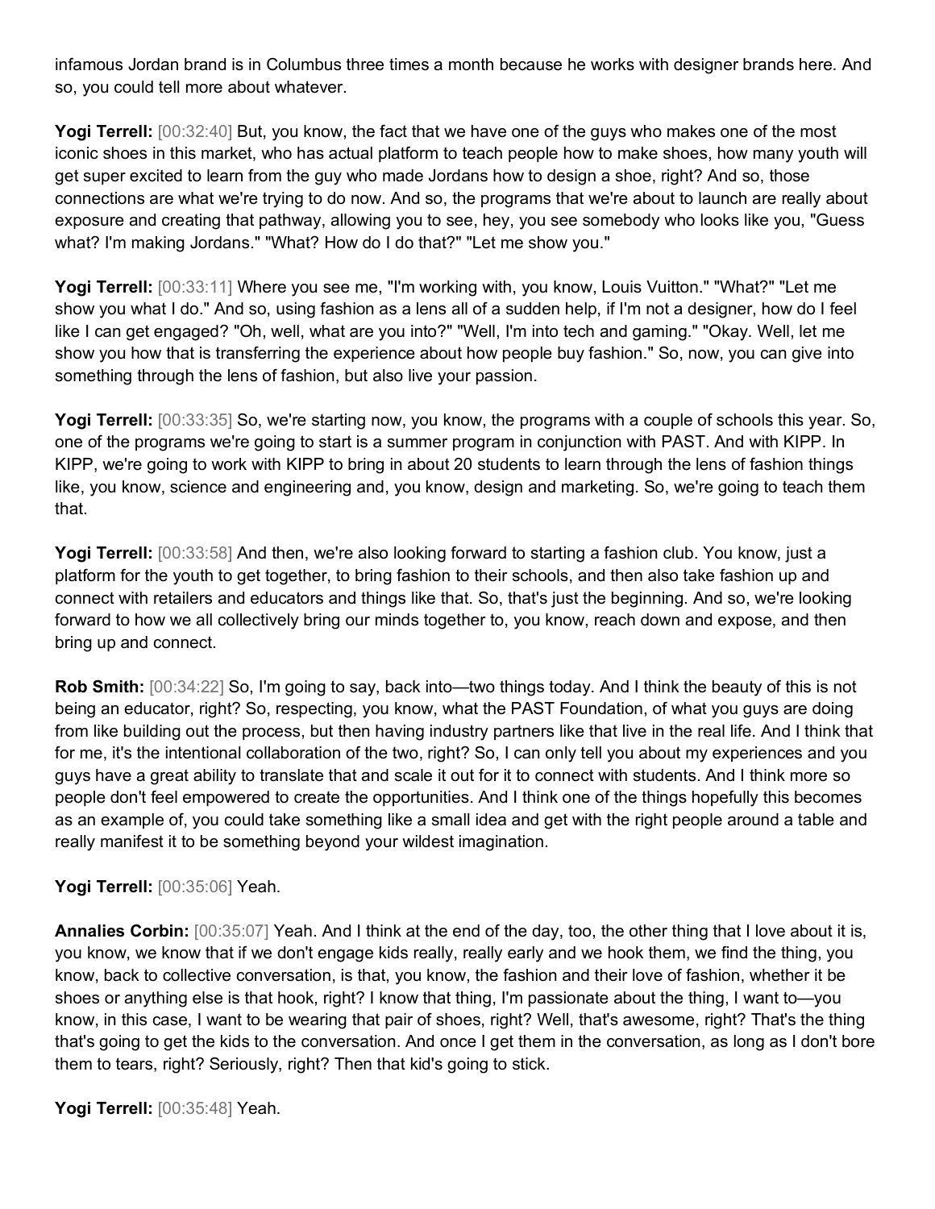infamous Jordan brand is in Columbus three times a month because he works with designer brands here. And so, you could tell more about whatever.

**Yogi Terrell:** [00:32:40] But, you know, the fact that we have one of the guys who makes one of the most iconic shoes in this market, who has actual platform to teach people how to make shoes, how many youth will get super excited to learn from the guy who made Jordans how to design a shoe, right? And so, those connections are what we're trying to do now. And so, the programs that we're about to launch are really about exposure and creating that pathway, allowing you to see, hey, you see somebody who looks like you, "Guess what? I'm making Jordans." "What? How do I do that?" "Let me show you."

**Yogi Terrell:** [00:33:11] Where you see me, "I'm working with, you know, Louis Vuitton." "What?" "Let me show you what I do." And so, using fashion as a lens all of a sudden help, if I'm not a designer, how do I feel like I can get engaged? "Oh, well, what are you into?" "Well, I'm into tech and gaming." "Okay. Well, let me show you how that is transferring the experience about how people buy fashion." So, now, you can give into something through the lens of fashion, but also live your passion.

**Yogi Terrell:** [00:33:35] So, we're starting now, you know, the programs with a couple of schools this year. So, one of the programs we're going to start is a summer program in conjunction with PAST. And with KIPP. In KIPP, we're going to work with KIPP to bring in about 20 students to learn through the lens of fashion things like, you know, science and engineering and, you know, design and marketing. So, we're going to teach them that.

**Yogi Terrell:** [00:33:58] And then, we're also looking forward to starting a fashion club. You know, just a platform for the youth to get together, to bring fashion to their schools, and then also take fashion up and connect with retailers and educators and things like that. So, that's just the beginning. And so, we're looking forward to how we all collectively bring our minds together to, you know, reach down and expose, and then bring up and connect.

**Rob Smith:** [00:34:22] So, I'm going to say, back into—two things today. And I think the beauty of this is not being an educator, right? So, respecting, you know, what the PAST Foundation, of what you guys are doing from like building out the process, but then having industry partners like that live in the real life. And I think that for me, it's the intentional collaboration of the two, right? So, I can only tell you about my experiences and you guys have a great ability to translate that and scale it out for it to connect with students. And I think more so people don't feel empowered to create the opportunities. And I think one of the things hopefully this becomes as an example of, you could take something like a small idea and get with the right people around a table and really manifest it to be something beyond your wildest imagination.

**Yogi Terrell:** [00:35:06] Yeah.

**Annalies Corbin:** [00:35:07] Yeah. And I think at the end of the day, too, the other thing that I love about it is, you know, we know that if we don't engage kids really, really early and we hook them, we find the thing, you know, back to collective conversation, is that, you know, the fashion and their love of fashion, whether it be shoes or anything else is that hook, right? I know that thing, I'm passionate about the thing, I want to—you know, in this case, I want to be wearing that pair of shoes, right? Well, that's awesome, right? That's the thing that's going to get the kids to the conversation. And once I get them in the conversation, as long as I don't bore them to tears, right? Seriously, right? Then that kid's going to stick.

**Yogi Terrell:** [00:35:48] Yeah.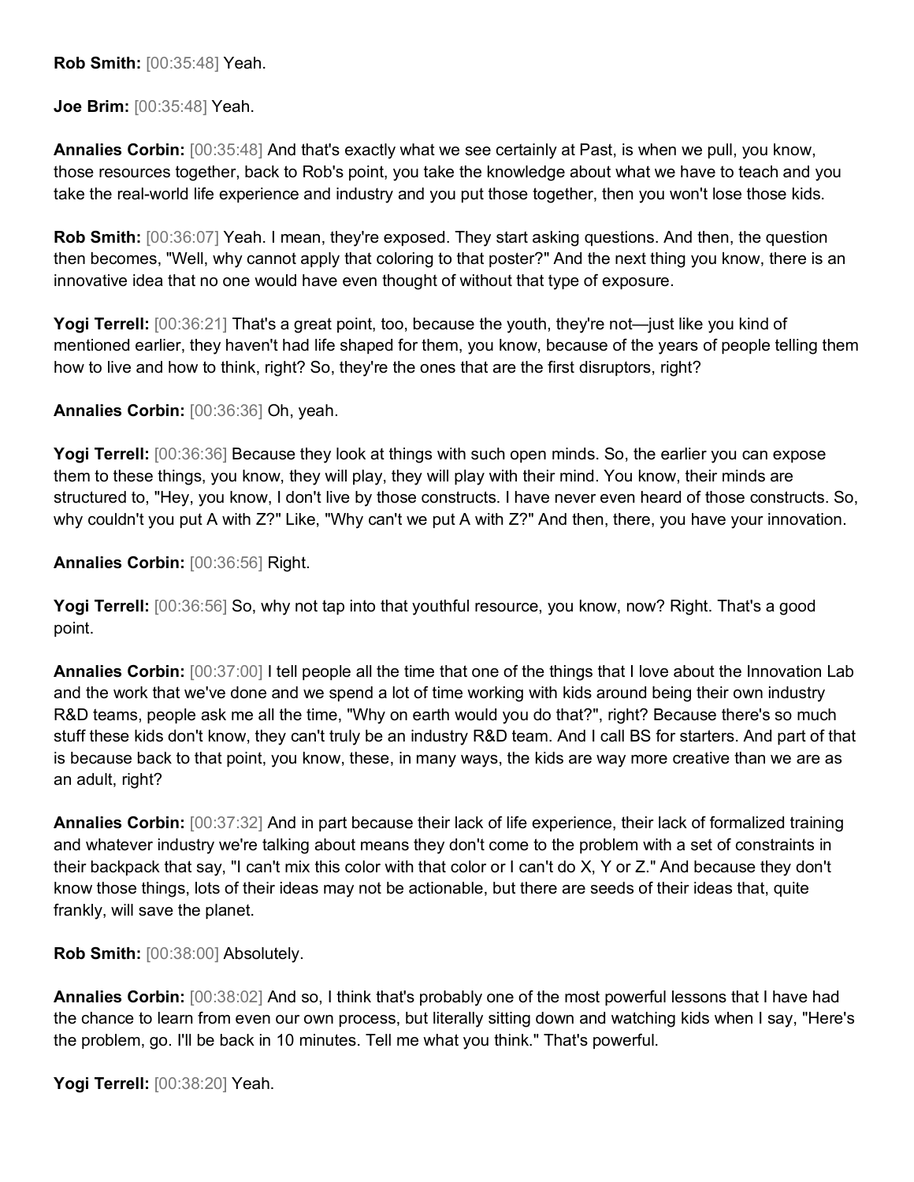**Rob Smith:** [00:35:48] Yeah.

**Joe Brim:** [00:35:48] Yeah.

**Annalies Corbin:** [00:35:48] And that's exactly what we see certainly at Past, is when we pull, you know, those resources together, back to Rob's point, you take the knowledge about what we have to teach and you take the real-world life experience and industry and you put those together, then you won't lose those kids.

**Rob Smith:** [00:36:07] Yeah. I mean, they're exposed. They start asking questions. And then, the question then becomes, "Well, why cannot apply that coloring to that poster?" And the next thing you know, there is an innovative idea that no one would have even thought of without that type of exposure.

**Yogi Terrell:** [00:36:21] That's a great point, too, because the youth, they're not—just like you kind of mentioned earlier, they haven't had life shaped for them, you know, because of the years of people telling them how to live and how to think, right? So, they're the ones that are the first disruptors, right?

**Annalies Corbin:** [00:36:36] Oh, yeah.

**Yogi Terrell:** [00:36:36] Because they look at things with such open minds. So, the earlier you can expose them to these things, you know, they will play, they will play with their mind. You know, their minds are structured to, "Hey, you know, I don't live by those constructs. I have never even heard of those constructs. So, why couldn't you put A with Z?" Like, "Why can't we put A with Z?" And then, there, you have your innovation.

**Annalies Corbin:** [00:36:56] Right.

**Yogi Terrell:** [00:36:56] So, why not tap into that youthful resource, you know, now? Right. That's a good point.

**Annalies Corbin:** [00:37:00] I tell people all the time that one of the things that I love about the Innovation Lab and the work that we've done and we spend a lot of time working with kids around being their own industry R&D teams, people ask me all the time, "Why on earth would you do that?", right? Because there's so much stuff these kids don't know, they can't truly be an industry R&D team. And I call BS for starters. And part of that is because back to that point, you know, these, in many ways, the kids are way more creative than we are as an adult, right?

**Annalies Corbin:** [00:37:32] And in part because their lack of life experience, their lack of formalized training and whatever industry we're talking about means they don't come to the problem with a set of constraints in their backpack that say, "I can't mix this color with that color or I can't do X, Y or Z." And because they don't know those things, lots of their ideas may not be actionable, but there are seeds of their ideas that, quite frankly, will save the planet.

**Rob Smith:** [00:38:00] Absolutely.

**Annalies Corbin:** [00:38:02] And so, I think that's probably one of the most powerful lessons that I have had the chance to learn from even our own process, but literally sitting down and watching kids when I say, "Here's the problem, go. I'll be back in 10 minutes. Tell me what you think." That's powerful.

**Yogi Terrell:** [00:38:20] Yeah.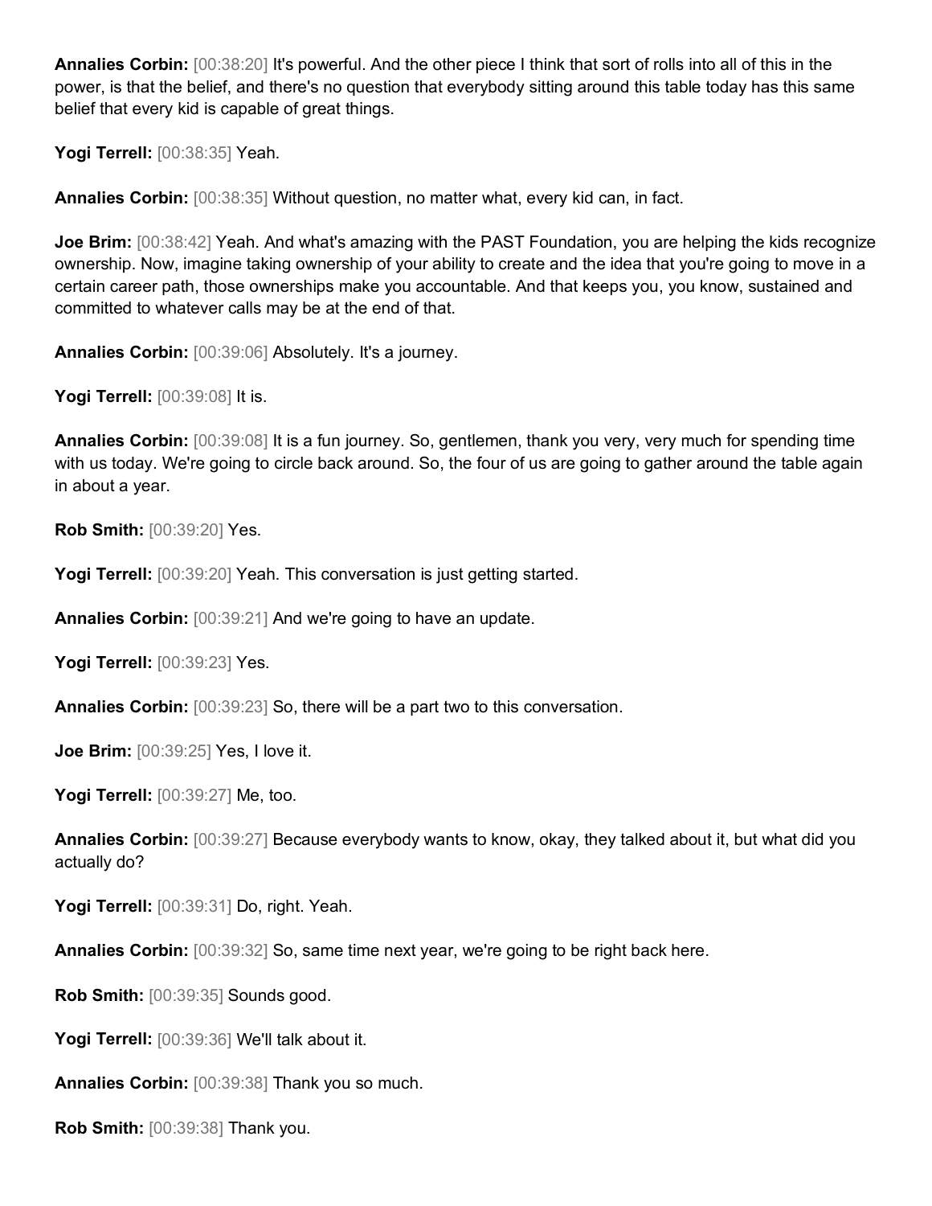**Annalies Corbin:** [00:38:20] It's powerful. And the other piece I think that sort of rolls into all of this in the power, is that the belief, and there's no question that everybody sitting around this table today has this same belief that every kid is capable of great things.

**Yogi Terrell:** [00:38:35] Yeah.

**Annalies Corbin:** [00:38:35] Without question, no matter what, every kid can, in fact.

**Joe Brim:** [00:38:42] Yeah. And what's amazing with the PAST Foundation, you are helping the kids recognize ownership. Now, imagine taking ownership of your ability to create and the idea that you're going to move in a certain career path, those ownerships make you accountable. And that keeps you, you know, sustained and committed to whatever calls may be at the end of that.

**Annalies Corbin:** [00:39:06] Absolutely. It's a journey.

**Yogi Terrell:** [00:39:08] It is.

**Annalies Corbin:** [00:39:08] It is a fun journey. So, gentlemen, thank you very, very much for spending time with us today. We're going to circle back around. So, the four of us are going to gather around the table again in about a year.

**Rob Smith:** [00:39:20] Yes.

**Yogi Terrell:** [00:39:20] Yeah. This conversation is just getting started.

**Annalies Corbin:** [00:39:21] And we're going to have an update.

**Yogi Terrell:** [00:39:23] Yes.

**Annalies Corbin:** [00:39:23] So, there will be a part two to this conversation.

**Joe Brim:** [00:39:25] Yes, I love it.

**Yogi Terrell:** [00:39:27] Me, too.

**Annalies Corbin:** [00:39:27] Because everybody wants to know, okay, they talked about it, but what did you actually do?

**Yogi Terrell:** [00:39:31] Do, right. Yeah.

**Annalies Corbin:** [00:39:32] So, same time next year, we're going to be right back here.

**Rob Smith:** [00:39:35] Sounds good.

**Yogi Terrell:** [00:39:36] We'll talk about it.

**Annalies Corbin:** [00:39:38] Thank you so much.

**Rob Smith:** [00:39:38] Thank you.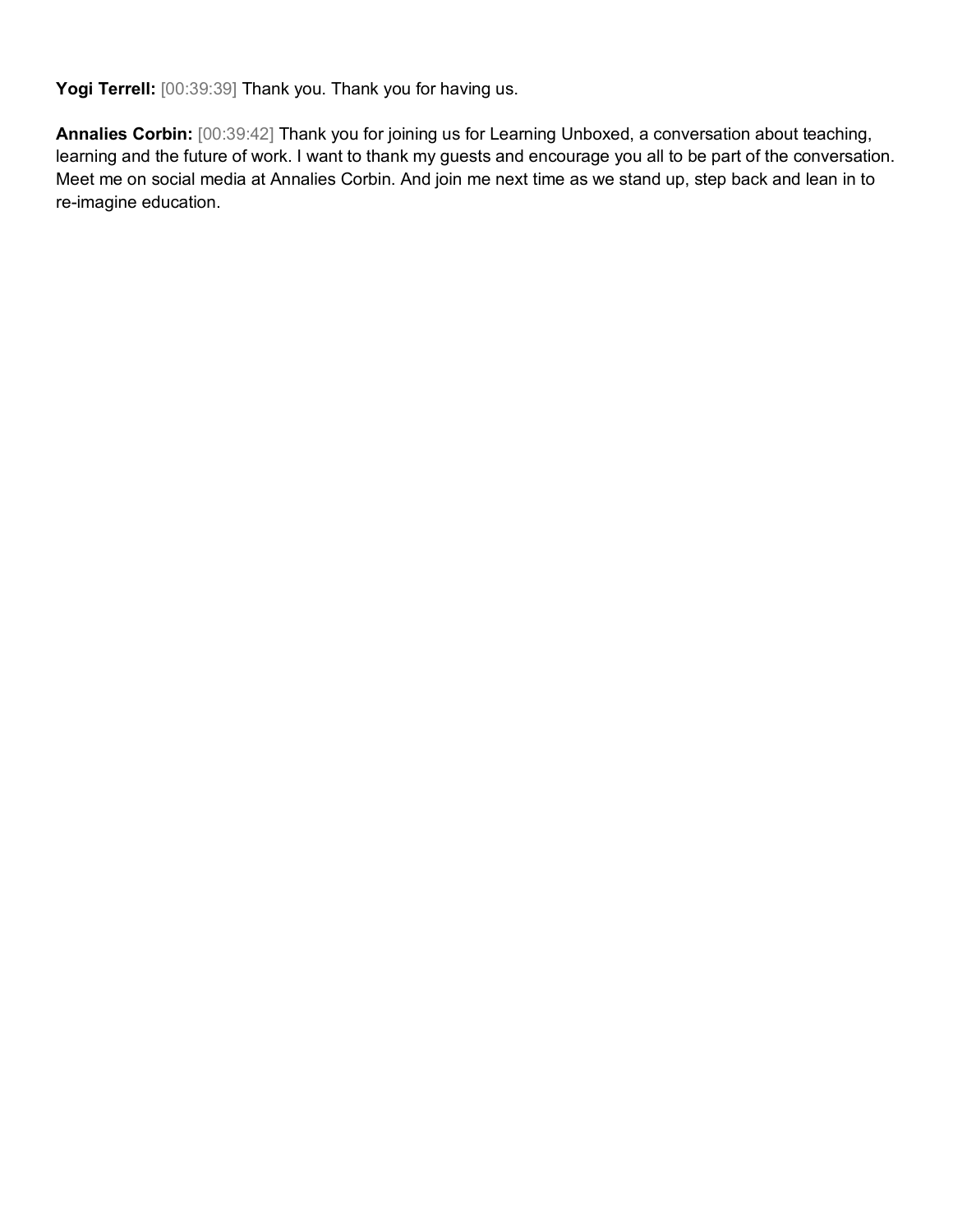**Yogi Terrell:** [00:39:39] Thank you. Thank you for having us.

**Annalies Corbin:** [00:39:42] Thank you for joining us for Learning Unboxed, a conversation about teaching, learning and the future of work. I want to thank my guests and encourage you all to be part of the conversation. Meet me on social media at Annalies Corbin. And join me next time as we stand up, step back and lean in to re-imagine education.